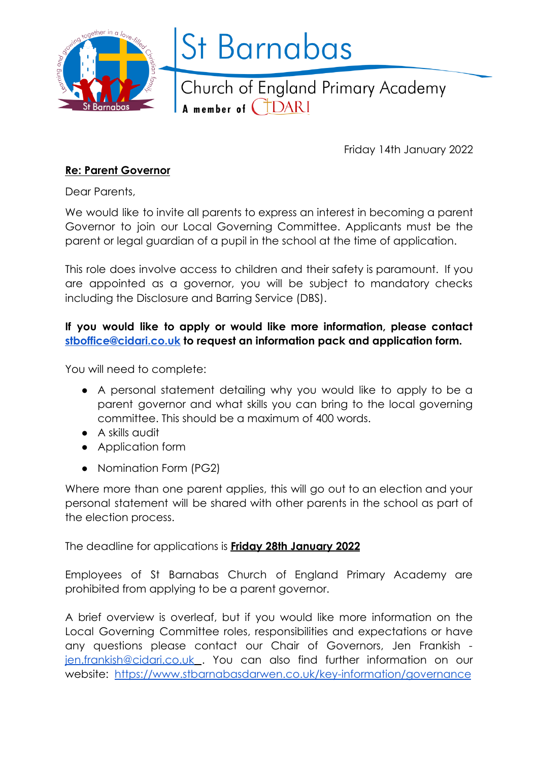# St Barnabas

## Church of England Primary Academy

A member of CIDARI

Friday 14th January 2022

**Re: Parent Governor**

Dear Parents,

We would like to invite all parents to express an interest in becoming a parent Governor to join our Local Governing Committee. Applicants must be the parent or legal guardian of a pupil in the school at the time of application.

This role does involve access to children and their safety is paramount. If you are appointed as a governor, you will be subject to mandatory checks including the Disclosure and Barring Service (DBS).

**If you would like to apply or would like more information, please contact [stboffice@cidari.co.uk](mailto:stboffice@cidari.co.uk) to request an information pack and application form.**

You will need to complete:

- A personal statement detailing why you would like to apply to be a parent governor and what skills you can bring to the local governing committee. This should be a maximum of 400 words.
- A skills audit
- Application form
- Nomination Form (PG2)

Where more than one parent applies, this will go out to an election and your personal statement will be shared with other parents in the school as part of the election process.

The deadline for applications is **Friday 28th January 2022**

Employees of St Barnabas Church of England Primary Academy are prohibited from applying to be a parent governor.

A brief overview is overleaf, but if you would like more information on the Local Governing Committee roles, responsibilities and expectations or have any questions please contact our Chair of Governors, Jen Frankish - [jen.frankish@cidari.co.uk](mailto:jen.frankish@cidari.co.uk). You can also find further information on our website: [https://www.stbarnabasdarwen.co.uk/key-information/governance](https://www.stbarnabasdarwen.co.uk/key-information/governance)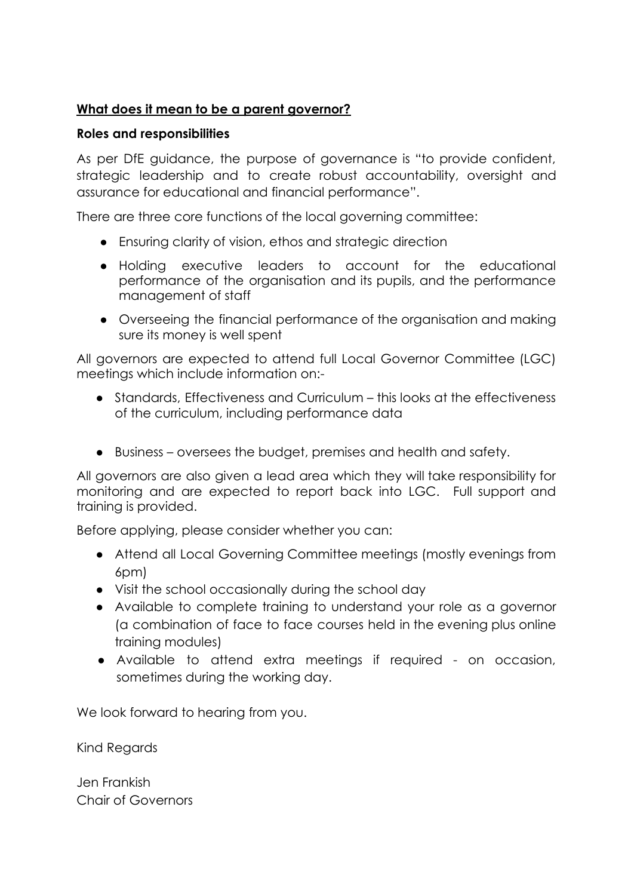**What does it mean to be a parent governor?**

**Roles and responsibilities**

As per DfE guidance, the purpose of governance is "to provide confident, strategic leadership and to create robust accountability, oversight and assurance for educational and financial performance".

There are three core functions of the local governing committee:

- Ensuring clarity of vision, ethos and strategic direction
- Holding executive leaders to account for the educational performance of the organisation and its pupils, and the performance management of staff
- Overseeing the financial performance of the organisation and making sure its money is well spent

All governors are expected to attend full Local Governor Committee (LGC) meetings which include information on:-

- Standards, Effectiveness and Curriculum – this looks at the effectiveness of the curriculum, including performance data
- Business – oversees the budget, premises and health and safety.

All governors are also given a lead area which they will take responsibility for monitoring and are expected to report back into LGC. Full support and training is provided.

Before applying, please consider whether you can:

- Attend all Local Governing Committee meetings (mostly evenings from 6pm)
- Visit the school occasionally during the school day
- Available to complete training to understand your role as a governor (a combination of face to face courses held in the evening plus online training modules)
- Available to attend extra meetings if required - on occasion, sometimes during the working day.

We look forward to hearing from you.

Kind Regards

Jen Frankish
Chair of Governors